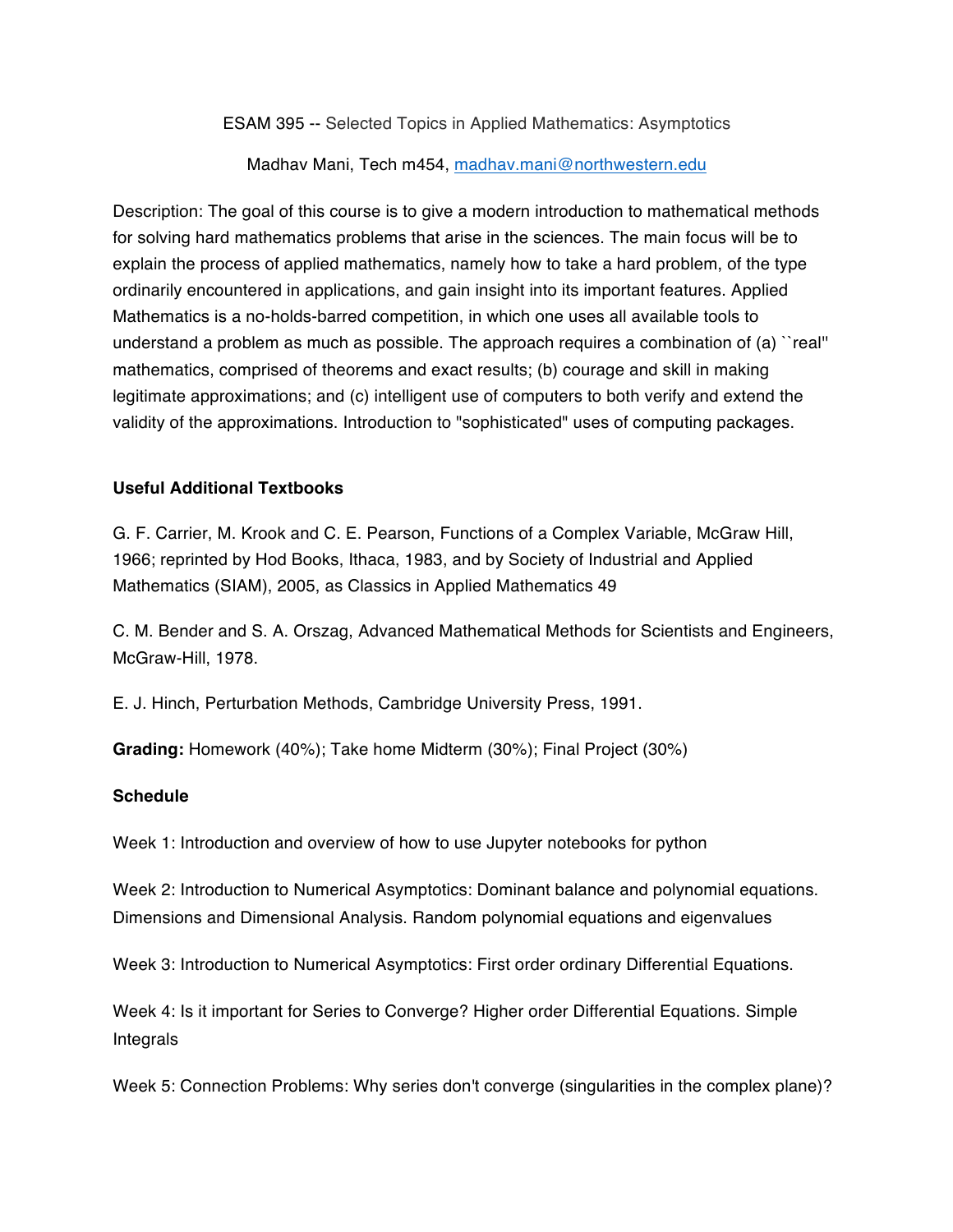# ESAM 395 -- Selected Topics in Applied Mathematics: Asymptotics

Madhav Mani, Tech m454, madhav.mani@northwestern.edu

Description: The goal of this course is to give a modern introduction to mathematical methods for solving hard mathematics problems that arise in the sciences. The main focus will be to explain the process of applied mathematics, namely how to take a hard problem, of the type ordinarily encountered in applications, and gain insight into its important features. Applied Mathematics is a no-holds-barred competition, in which one uses all available tools to understand a problem as much as possible. The approach requires a combination of (a) ``real'' mathematics, comprised of theorems and exact results; (b) courage and skill in making legitimate approximations; and (c) intelligent use of computers to both verify and extend the validity of the approximations. Introduction to "sophisticated" uses of computing packages.

**Useful Additional Textbooks**

G. F. Carrier, M. Krook and C. E. Pearson, Functions of a Complex Variable, McGraw Hill, 1966; reprinted by Hod Books, Ithaca, 1983, and by Society of Industrial and Applied Mathematics (SIAM), 2005, as Classics in Applied Mathematics 49

C. M. Bender and S. A. Orszag, Advanced Mathematical Methods for Scientists and Engineers, McGraw-Hill, 1978.

E. J. Hinch, Perturbation Methods, Cambridge University Press, 1991.

**Grading:** Homework (40%); Take home Midterm (30%); Final Project (30%)

**Schedule**

Week 1: Introduction and overview of how to use Jupyter notebooks for python

Week 2: Introduction to Numerical Asymptotics: Dominant balance and polynomial equations. Dimensions and Dimensional Analysis. Random polynomial equations and eigenvalues

Week 3: Introduction to Numerical Asymptotics: First order ordinary Differential Equations.

Week 4: Is it important for Series to Converge? Higher order Differential Equations. Simple Integrals

Week 5: Connection Problems: Why series don't converge (singularities in the complex plane)?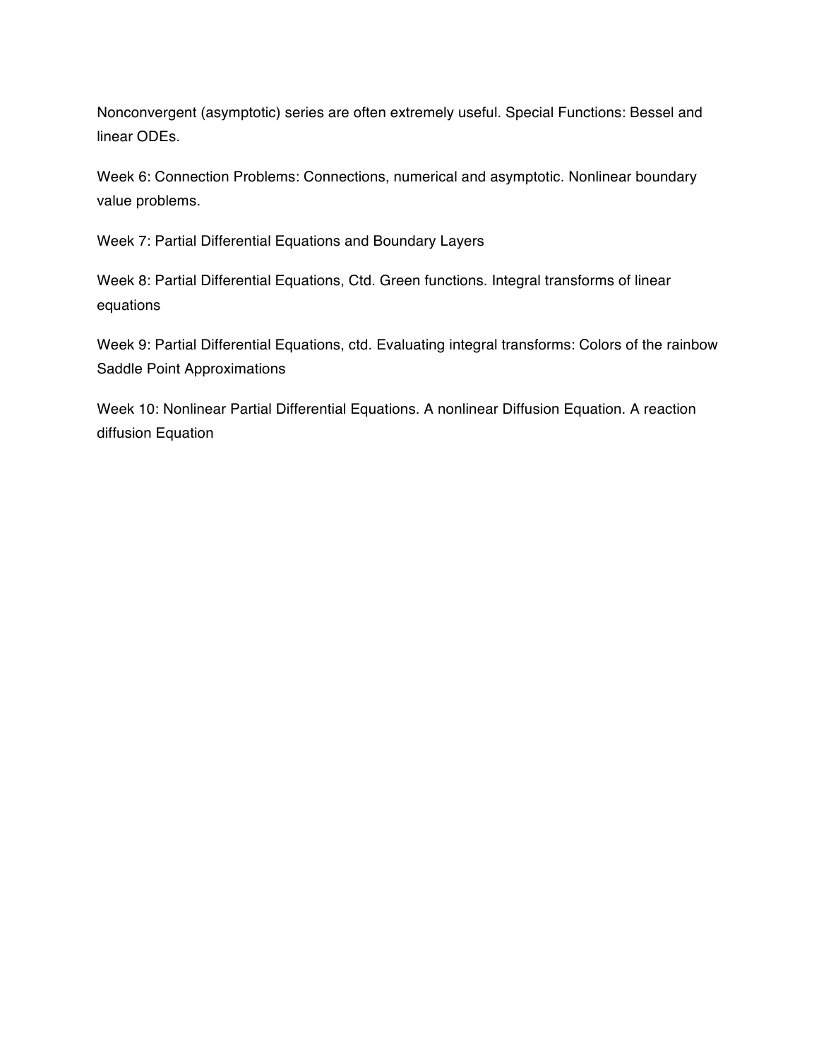Nonconvergent (asymptotic) series are often extremely useful. Special Functions: Bessel and linear ODEs.

Week 6: Connection Problems: Connections, numerical and asymptotic. Nonlinear boundary value problems.

Week 7: Partial Differential Equations and Boundary Layers

Week 8: Partial Differential Equations, Ctd. Green functions. Integral transforms of linear equations

Week 9: Partial Differential Equations, ctd. Evaluating integral transforms: Colors of the rainbow Saddle Point Approximations

Week 10: Nonlinear Partial Differential Equations. A nonlinear Diffusion Equation. A reaction diffusion Equation